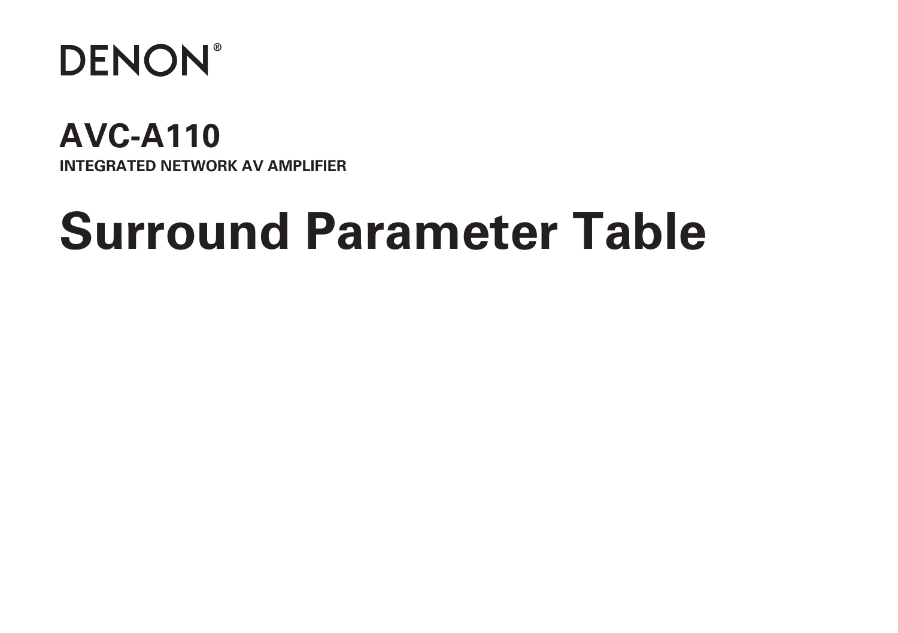DENON®

## AVC-A110

**INTEGRATED NETWORK AV AMPLIFIER**

# Surround Parameter Table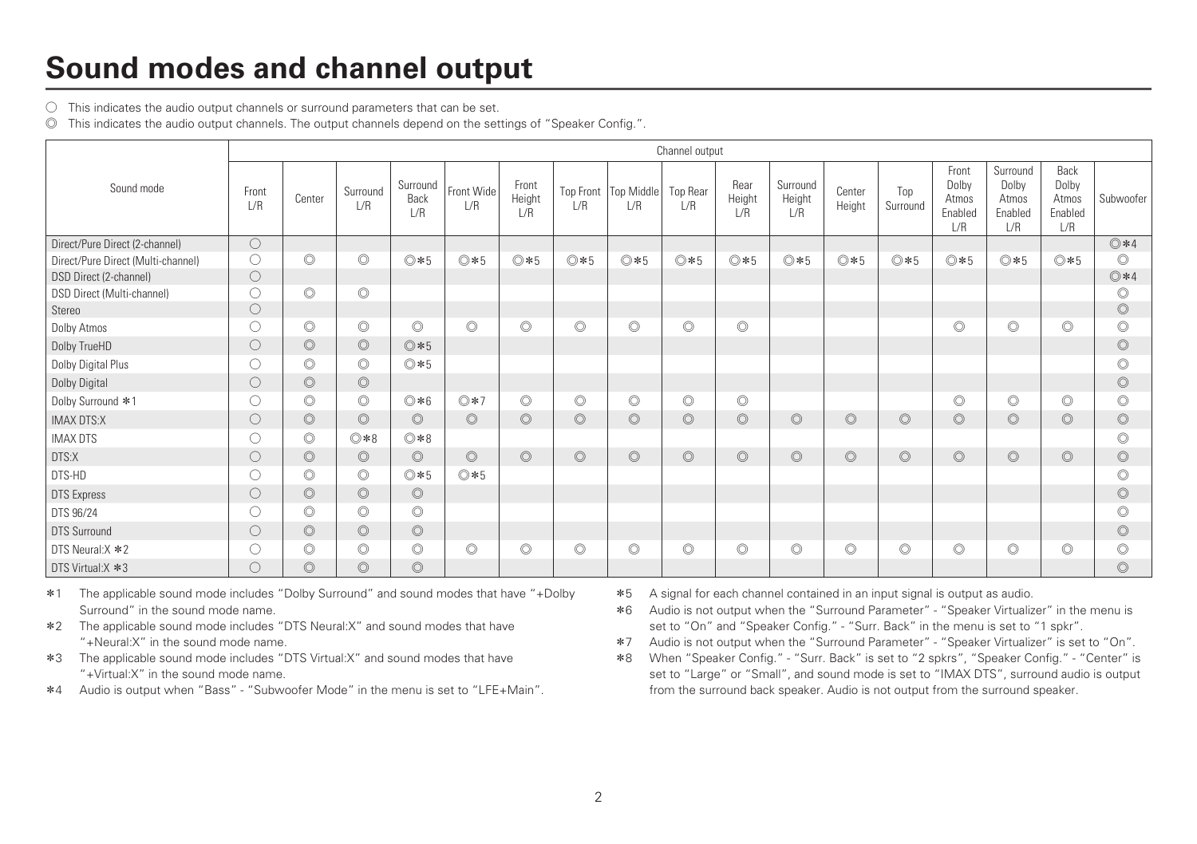# Sound modes and channel output

○ This indicates the audio output channels or surround parameters that can be set.

◎ This indicates the audio output channels. The output channels depend on the settings of "Speaker Config.".

| Sound mode | Channel output | | | | | | | | | | | | | | | | |
|---|---|---|---|---|---|---|---|---|---|---|---|---|---|---|---|---|---|
| | Front L/R | Center | Surround L/R | Surround Back L/R | Front Wide L/R | Front Height L/R | Top Front L/R | Top Middle L/R | Top Rear L/R | Rear Height L/R | Surround Height L/R | Center Height | Top Surround | Front Dolby Atmos Enabled L/R | Surround Dolby Atmos Enabled L/R | Back Dolby Atmos Enabled L/R | Subwoofer |
| Direct/Pure Direct (2-channel) | ○ | | | | | | | | | | | | | | | | ◎*4 |
| Direct/Pure Direct (Multi-channel) | ○ | ◎ | ◎ | ◎*5 | ◎*5 | ◎*5 | ◎*5 | ◎*5 | ◎*5 | ◎*5 | ◎*5 | ◎*5 | ◎*5 | ◎*5 | ◎*5 | ◎*5 | ◎ |
| DSD Direct (2-channel) | ○ | | | | | | | | | | | | | | | | ◎*4 |
| DSD Direct (Multi-channel) | ○ | ◎ | ◎ | | | | | | | | | | | | | | ◎ |
| Stereo | ○ | | | | | | | | | | | | | | | | ◎ |
| Dolby Atmos | ○ | ◎ | ◎ | ◎ | ◎ | ◎ | ◎ | ◎ | ◎ | ◎ | | | | ◎ | ◎ | ◎ | ◎ |
| Dolby TrueHD | ○ | ◎ | ◎ | ◎*5 | | | | | | | | | | | | | ◎ |
| Dolby Digital Plus | ○ | ◎ | ◎ | ◎*5 | | | | | | | | | | | | | ◎ |
| Dolby Digital | ○ | ◎ | ◎ | | | | | | | | | | | | | | ◎ |
| Dolby Surround *1 | ○ | ◎ | ◎ | ◎*6 | ◎*7 | ◎ | ◎ | ◎ | ◎ | ◎ | | | | ◎ | ◎ | ◎ | ◎ |
| IMAX DTS:X | ○ | ◎ | ◎ | ◎ | ◎ | ◎ | ◎ | ◎ | ◎ | ◎ | ◎ | ◎ | ◎ | ◎ | ◎ | ◎ | ◎ |
| IMAX DTS | ○ | ◎ | ◎*8 | ◎*8 | | | | | | | | | | | | | ◎ |
| DTS:X | ○ | ◎ | ◎ | ◎ | ◎ | ◎ | ◎ | ◎ | ◎ | ◎ | ◎ | ◎ | ◎ | ◎ | ◎ | ◎ | ◎ |
| DTS-HD | ○ | ◎ | ◎ | ◎*5 | ◎*5 | | | | | | | | | | | | ◎ |
| DTS Express | ○ | ◎ | ◎ | ◎ | | | | | | | | | | | | | ◎ |
| DTS 96/24 | ○ | ◎ | ◎ | ◎ | | | | | | | | | | | | | ◎ |
| DTS Surround | ○ | ◎ | ◎ | ◎ | | | | | | | | | | | | | ◎ |
| DTS Neural:X *2 | ○ | ◎ | ◎ | ◎ | ◎ | ◎ | ◎ | ◎ | ◎ | ◎ | ◎ | ◎ | ◎ | ◎ | ◎ | ◎ | ◎ |
| DTS Virtual:X *3 | ○ | ◎ | ◎ | ◎ | | | | | | | | | | | | | ◎ |

*1 The applicable sound mode includes "Dolby Surround" and sound modes that have "+Dolby Surround" in the sound mode name.

*2 The applicable sound mode includes "DTS Neural:X" and sound modes that have "+Neural:X" in the sound mode name.

*3 The applicable sound mode includes "DTS Virtual:X" and sound modes that have "+Virtual:X" in the sound mode name.

*4 Audio is output when "Bass" - "Subwoofer Mode" in the menu is set to "LFE+Main".

*5 A signal for each channel contained in an input signal is output as audio.

*6 Audio is not output when the "Surround Parameter" - "Speaker Virtualizer" in the menu is set to "On" and "Speaker Config." - "Surr. Back" in the menu is set to "1 spkr".

*7 Audio is not output when the "Surround Parameter" - "Speaker Virtualizer" is set to "On".

*8 When "Speaker Config." - "Surr. Back" is set to "2 spkrs", "Speaker Config." - "Center" is set to "Large" or "Small", and sound mode is set to "IMAX DTS", surround audio is output from the surround back speaker. Audio is not output from the surround speaker.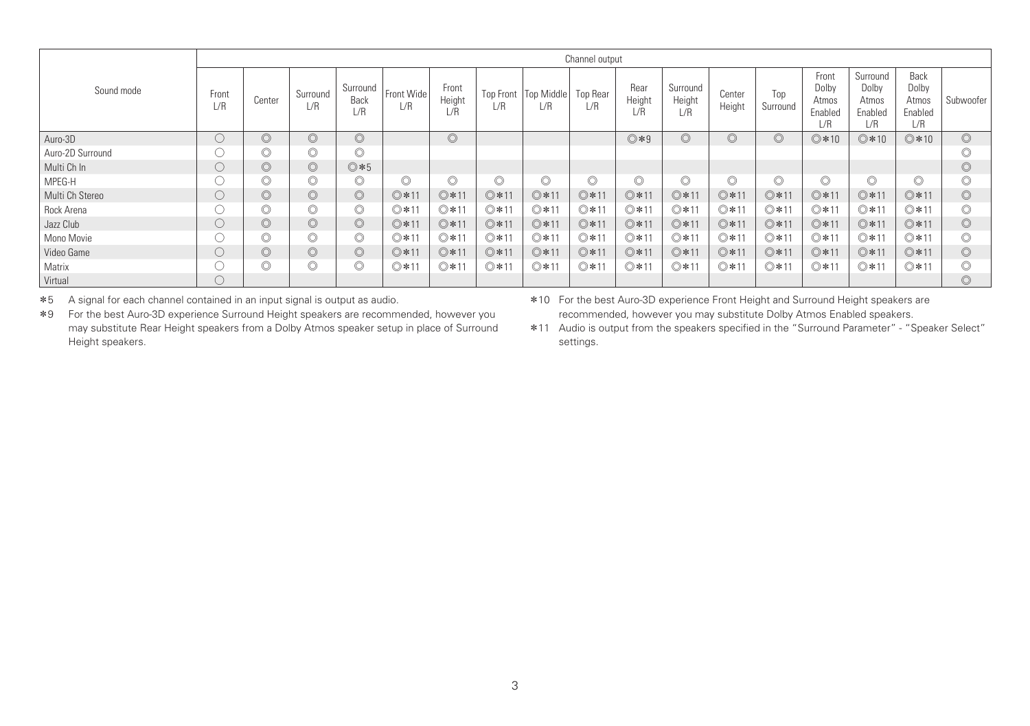| Sound mode | Channel output | | | | | | | | | | | | | | | | | |
|---|---|---|---|---|---|---|---|---|---|---|---|---|---|---|---|---|---|---|
| | Front L/R | Center | Surround L/R | Surround Back L/R | Front Wide L/R | Front Height L/R | Top Front L/R | Top Middle L/R | Top Rear L/R | Rear Height L/R | Surround Height L/R | Center Height | Top Surround | Front Dolby Atmos Enabled L/R | Surround Dolby Atmos Enabled L/R | Back Dolby Atmos Enabled L/R | Subwoofer |
| Auro-3D | ○ | ◎ | ◎ | ◎ | | ◎ | | | | ◎*9 | ◎ | ◎ | ◎ | ◎*10 | ◎*10 | ◎*10 | ◎ |
| Auro-2D Surround | ○ | ◎ | ◎ | ◎ | | | | | | | | | | | | | ◎ |
| Multi Ch In | ○ | ◎ | ◎ | ◎*5 | | | | | | | | | | | | | ◎ |
| MPEG-H | ○ | ◎ | ◎ | ◎ | ◎ | ◎ | ◎ | ◎ | ◎ | ◎ | ◎ | ◎ | ◎ | ◎ | ◎ | ◎ | ◎ |
| Multi Ch Stereo | ○ | ◎ | ◎ | ◎ | ◎*11 | ◎*11 | ◎*11 | ◎*11 | ◎*11 | ◎*11 | ◎*11 | ◎*11 | ◎*11 | ◎*11 | ◎*11 | ◎*11 | ◎ |
| Rock Arena | ○ | ◎ | ◎ | ◎ | ◎*11 | ◎*11 | ◎*11 | ◎*11 | ◎*11 | ◎*11 | ◎*11 | ◎*11 | ◎*11 | ◎*11 | ◎*11 | ◎*11 | ◎ |
| Jazz Club | ○ | ◎ | ◎ | ◎ | ◎*11 | ◎*11 | ◎*11 | ◎*11 | ◎*11 | ◎*11 | ◎*11 | ◎*11 | ◎*11 | ◎*11 | ◎*11 | ◎*11 | ◎ |
| Mono Movie | ○ | ◎ | ◎ | ◎ | ◎*11 | ◎*11 | ◎*11 | ◎*11 | ◎*11 | ◎*11 | ◎*11 | ◎*11 | ◎*11 | ◎*11 | ◎*11 | ◎*11 | ◎ |
| Video Game | ○ | ◎ | ◎ | ◎ | ◎*11 | ◎*11 | ◎*11 | ◎*11 | ◎*11 | ◎*11 | ◎*11 | ◎*11 | ◎*11 | ◎*11 | ◎*11 | ◎*11 | ◎ |
| Matrix | ○ | ◎ | ◎ | ◎ | ◎*11 | ◎*11 | ◎*11 | ◎*11 | ◎*11 | ◎*11 | ◎*11 | ◎*11 | ◎*11 | ◎*11 | ◎*11 | ◎*11 | ◎ |
| Virtual | ○ | | | | | | | | | | | | | | | | ◎ |

*5 A signal for each channel contained in an input signal is output as audio.

*9 For the best Auro-3D experience Surround Height speakers are recommended, however you may substitute Rear Height speakers from a Dolby Atmos speaker setup in place of Surround Height speakers.

*10 For the best Auro-3D experience Front Height and Surround Height speakers are recommended, however you may substitute Dolby Atmos Enabled speakers.

*11 Audio is output from the speakers specified in the "Surround Parameter" - "Speaker Select" settings.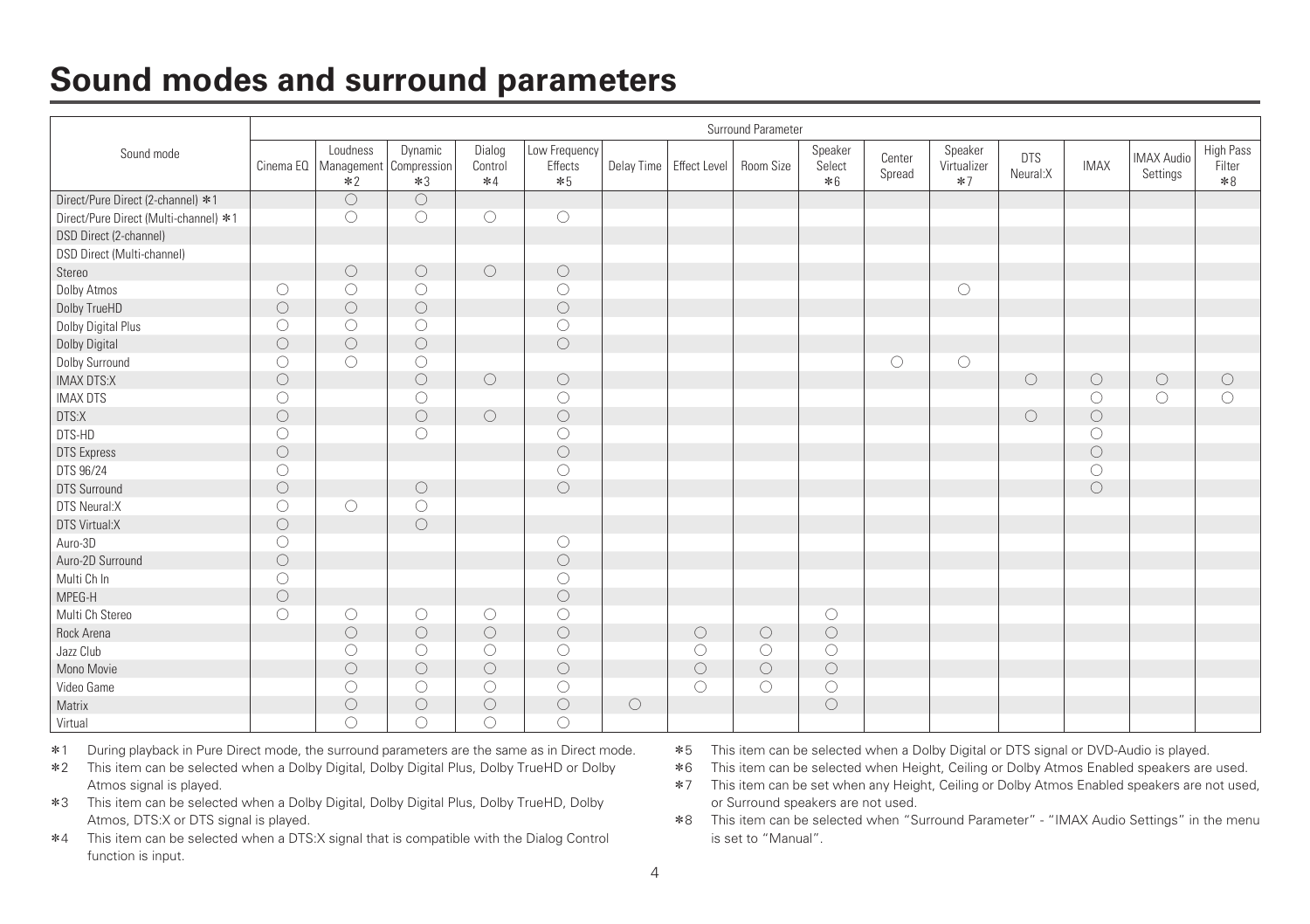# Sound modes and surround parameters

| Sound mode | Surround Parameter | | | | | | | | | | | | | | |
|---|---|---|---|---|---|---|---|---|---|---|---|---|---|---|---|
| | Cinema EQ | Loudness Management *2 | Dynamic Compression *3 | Dialog Control *4 | Low Frequency Effects *5 | Delay Time | Effect Level | Room Size | Speaker Select *6 | Center Spread | Speaker Virtualizer *7 | DTS Neural:X | IMAX | IMAX Audio Settings | High Pass Filter *8 |
| Direct/Pure Direct (2-channel) *1 | | ○ | ○ | | | | | | | | | | | | |
| Direct/Pure Direct (Multi-channel) *1 | | ○ | ○ | ○ | ○ | | | | | | | | | | |
| DSD Direct (2-channel) | | | | | | | | | | | | | | | |
| DSD Direct (Multi-channel) | | | | | | | | | | | | | | | |
| Stereo | | ○ | ○ | ○ | ○ | | | | | | | | | | |
| Dolby Atmos | ○ | ○ | ○ | | ○ | | | | | | ○ | | | | |
| Dolby TrueHD | ○ | ○ | ○ | | ○ | | | | | | | | | | |
| Dolby Digital Plus | ○ | ○ | ○ | | ○ | | | | | | | | | | |
| Dolby Digital | ○ | ○ | ○ | | ○ | | | | | | | | | | |
| Dolby Surround | ○ | ○ | ○ | | | | | | | ○ | ○ | | | | |
| IMAX DTS:X | ○ | | ○ | ○ | ○ | | | | | | | ○ | ○ | ○ | ○ |
| IMAX DTS | ○ | | ○ | | ○ | | | | | | | | ○ | ○ | ○ |
| DTS:X | ○ | | ○ | ○ | ○ | | | | | | | ○ | ○ | | |
| DTS-HD | ○ | | ○ | | ○ | | | | | | | | ○ | | |
| DTS Express | ○ | | | | ○ | | | | | | | | ○ | | |
| DTS 96/24 | ○ | | | | ○ | | | | | | | | ○ | | |
| DTS Surround | ○ | | ○ | | ○ | | | | | | | | ○ | | |
| DTS Neural:X | ○ | ○ | ○ | | | | | | | | | | | | |
| DTS Virtual:X | ○ | | ○ | | | | | | | | | | | | |
| Auro-3D | ○ | | | | ○ | | | | | | | | | | |
| Auro-2D Surround | ○ | | | | ○ | | | | | | | | | | |
| Multi Ch In | ○ | | | | ○ | | | | | | | | | | |
| MPEG-H | ○ | | | | ○ | | | | | | | | | | |
| Multi Ch Stereo | ○ | ○ | ○ | ○ | ○ | | | | ○ | | | | | | |
| Rock Arena | | ○ | ○ | ○ | ○ | | ○ | ○ | ○ | | | | | | |
| Jazz Club | | ○ | ○ | ○ | ○ | | ○ | ○ | ○ | | | | | | |
| Mono Movie | | ○ | ○ | ○ | ○ | | ○ | ○ | ○ | | | | | | |
| Video Game | | ○ | ○ | ○ | ○ | | ○ | ○ | ○ | | | | | | |
| Matrix | | ○ | ○ | ○ | ○ | ○ | | | ○ | | | | | | |
| Virtual | | ○ | ○ | ○ | ○ | | | | | | | | | | |

*1 During playback in Pure Direct mode, the surround parameters are the same as in Direct mode.

*2 This item can be selected when a Dolby Digital, Dolby Digital Plus, Dolby TrueHD or Dolby Atmos signal is played.

*3 This item can be selected when a Dolby Digital, Dolby Digital Plus, Dolby TrueHD, Dolby Atmos, DTS:X or DTS signal is played.

*4 This item can be selected when a DTS:X signal that is compatible with the Dialog Control function is input.

*5 This item can be selected when a Dolby Digital or DTS signal or DVD-Audio is played.

*6 This item can be selected when Height, Ceiling or Dolby Atmos Enabled speakers are used.

*7 This item can be set when any Height, Ceiling or Dolby Atmos Enabled speakers are not used, or Surround speakers are not used.

*8 This item can be selected when "Surround Parameter" - "IMAX Audio Settings" in the menu is set to "Manual".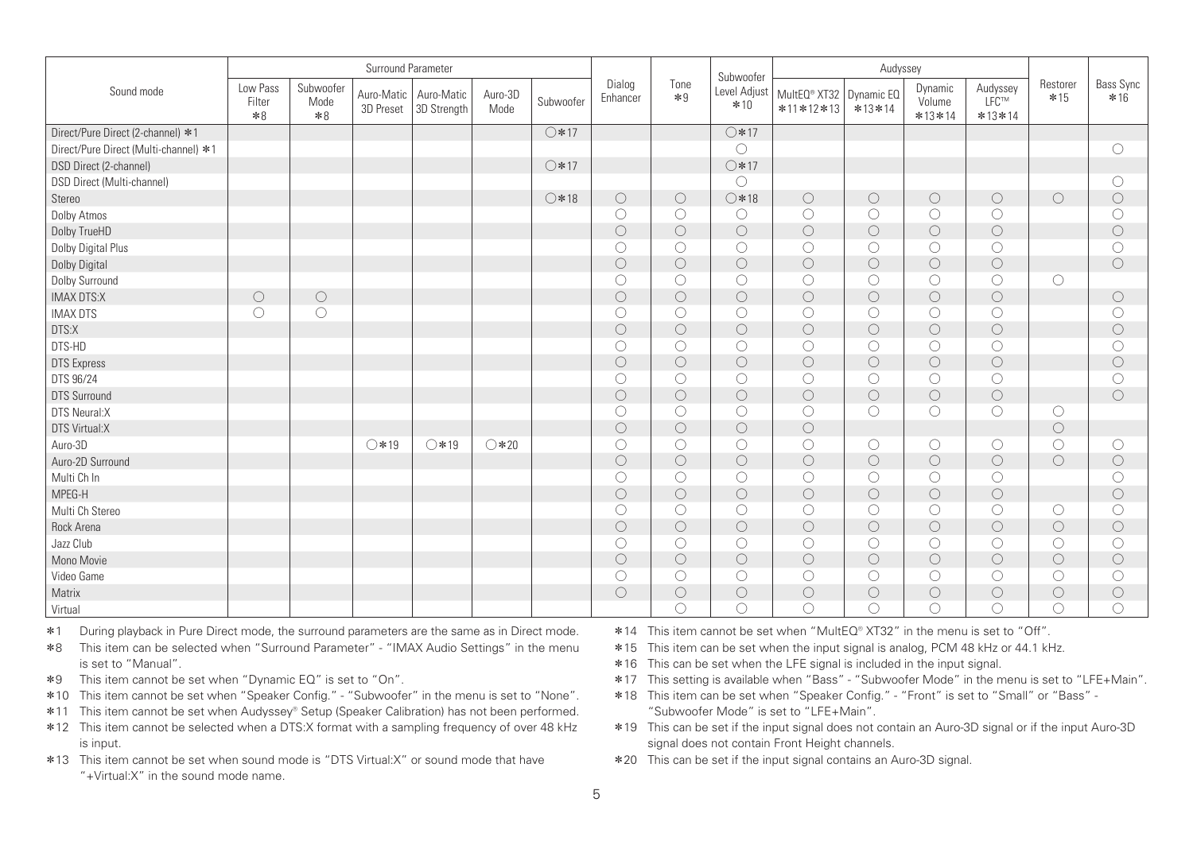| Sound mode | Surround Parameter | | | | | | Dialog Enhancer | Tone *9 | Subwoofer Level Adjust *10 | Audyssey | | | | Restorer *15 | Bass Sync *16 |
|---|---|---|---|---|---|---|---|---|---|---|---|---|---|---|---|
| | Low Pass Filter *8 | Subwoofer Mode *8 | Auro-Matic 3D Preset | Auro-Matic 3D Strength | Auro-3D Mode | Subwoofer | | | | MultEQ® XT32 *11*12*13 | Dynamic EQ *13*14 | Dynamic Volume *13*14 | Audyssey LFC™ *13*14 | | |
| Direct/Pure Direct (2-channel) *1 | | | | | | ○*17 | | | ○*17 | | | | | | |
| Direct/Pure Direct (Multi-channel) *1 | | | | | | | | | ○ | | | | | | ○ |
| DSD Direct (2-channel) | | | | | | ○*17 | | | ○*17 | | | | | | |
| DSD Direct (Multi-channel) | | | | | | | | | ○ | | | | | | ○ |
| Stereo | | | | | | ○*18 | ○ | ○ | ○*18 | ○ | ○ | ○ | ○ | ○ | ○ |
| Dolby Atmos | | | | | | | ○ | ○ | ○ | ○ | ○ | ○ | ○ | | ○ |
| Dolby TrueHD | | | | | | | ○ | ○ | ○ | ○ | ○ | ○ | ○ | | ○ |
| Dolby Digital Plus | | | | | | | ○ | ○ | ○ | ○ | ○ | ○ | ○ | | ○ |
| Dolby Digital | | | | | | | ○ | ○ | ○ | ○ | ○ | ○ | ○ | | ○ |
| Dolby Surround | | | | | | | ○ | ○ | ○ | ○ | ○ | ○ | ○ | ○ | |
| IMAX DTS:X | ○ | ○ | | | | | ○ | ○ | ○ | ○ | ○ | ○ | ○ | | ○ |
| IMAX DTS | ○ | ○ | | | | | ○ | ○ | ○ | ○ | ○ | ○ | ○ | | ○ |
| DTS:X | | | | | | | ○ | ○ | ○ | ○ | ○ | ○ | ○ | | ○ |
| DTS-HD | | | | | | | ○ | ○ | ○ | ○ | ○ | ○ | ○ | | ○ |
| DTS Express | | | | | | | ○ | ○ | ○ | ○ | ○ | ○ | ○ | | ○ |
| DTS 96/24 | | | | | | | ○ | ○ | ○ | ○ | ○ | ○ | ○ | | ○ |
| DTS Surround | | | | | | | ○ | ○ | ○ | ○ | ○ | ○ | ○ | | ○ |
| DTS Neural:X | | | | | | | ○ | ○ | ○ | ○ | ○ | ○ | ○ | ○ | |
| DTS Virtual:X | | | | | | | ○ | ○ | ○ | ○ | | | | ○ | |
| Auro-3D | | | ○*19 | ○*19 | ○*20 | | ○ | ○ | ○ | ○ | ○ | ○ | ○ | ○ | ○ |
| Auro-2D Surround | | | | | | | ○ | ○ | ○ | ○ | ○ | ○ | ○ | ○ | ○ |
| Multi Ch In | | | | | | | ○ | ○ | ○ | ○ | ○ | ○ | ○ | | ○ |
| MPEG-H | | | | | | | ○ | ○ | ○ | ○ | ○ | ○ | ○ | | ○ |
| Multi Ch Stereo | | | | | | | ○ | ○ | ○ | ○ | ○ | ○ | ○ | ○ | ○ |
| Rock Arena | | | | | | | ○ | ○ | ○ | ○ | ○ | ○ | ○ | ○ | ○ |
| Jazz Club | | | | | | | ○ | ○ | ○ | ○ | ○ | ○ | ○ | ○ | ○ |
| Mono Movie | | | | | | | ○ | ○ | ○ | ○ | ○ | ○ | ○ | ○ | ○ |
| Video Game | | | | | | | ○ | ○ | ○ | ○ | ○ | ○ | ○ | ○ | ○ |
| Matrix | | | | | | | ○ | ○ | ○ | ○ | ○ | ○ | ○ | ○ | ○ |
| Virtual | | | | | | | | ○ | ○ | ○ | ○ | ○ | ○ | ○ | ○ |

*1 During playback in Pure Direct mode, the surround parameters are the same as in Direct mode.

*8 This item can be selected when "Surround Parameter" - "IMAX Audio Settings" in the menu is set to "Manual".

*9 This item cannot be set when "Dynamic EQ" is set to "On".

*10 This item cannot be set when "Speaker Config." - "Subwoofer" in the menu is set to "None".

*11 This item cannot be set when Audyssey® Setup (Speaker Calibration) has not been performed.

*12 This item cannot be selected when a DTS:X format with a sampling frequency of over 48 kHz is input.

*13 This item cannot be set when sound mode is "DTS Virtual:X" or sound mode that have "+Virtual:X" in the sound mode name.

*14 This item cannot be set when "MultEQ® XT32" in the menu is set to "Off".

*15 This item can be set when the input signal is analog, PCM 48 kHz or 44.1 kHz.

*16 This can be set when the LFE signal is included in the input signal.

*17 This setting is available when "Bass" - "Subwoofer Mode" in the menu is set to "LFE+Main".

*18 This item can be set when "Speaker Config." - "Front" is set to "Small" or "Bass" - "Subwoofer Mode" is set to "LFE+Main".

*19 This can be set if the input signal does not contain an Auro-3D signal or if the input Auro-3D signal does not contain Front Height channels.

*20 This can be set if the input signal contains an Auro-3D signal.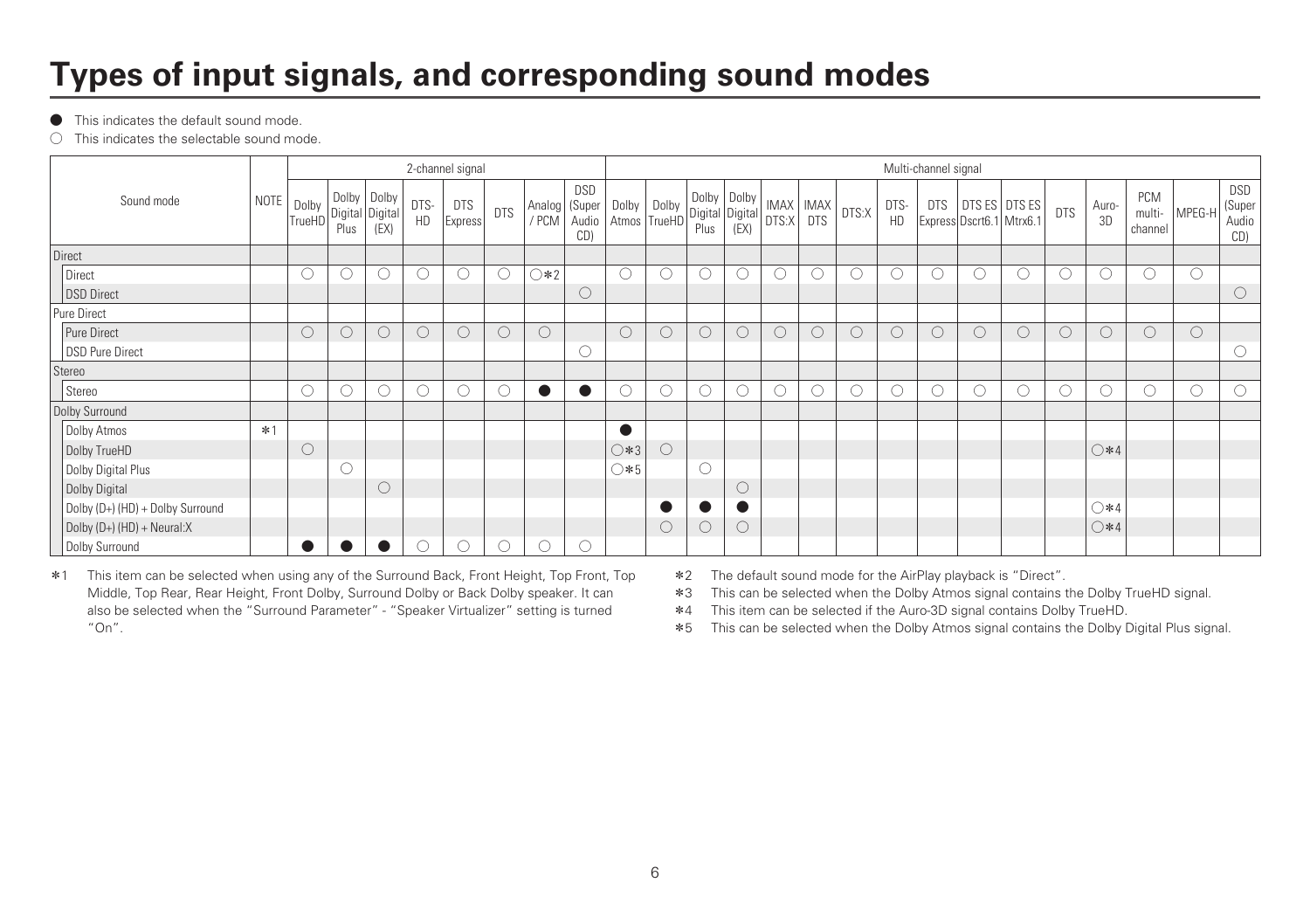# Types of input signals, and corresponding sound modes

● This indicates the default sound mode.
○ This indicates the selectable sound mode.

| Sound mode | NOTE | 2-channel signal | | | | | | | | Multi-channel signal | | | | | | | | | | | | | | | |
|---|---|---|---|---|---|---|---|---|---|---|---|---|---|---|---|---|---|---|---|---|---|---|---|---|---|
| | | Dolby TrueHD | Dolby Digital Plus | Dolby Digital (EX) | DTS-HD | DTS Express | DTS | Analog / PCM | DSD (Super Audio CD) | Dolby Atmos | Dolby TrueHD | Dolby Digital Plus | Dolby Digital (EX) | IMAX DTS:X | IMAX DTS | DTS:X | DTS-HD | DTS Express | DTS ES Dscrt6.1 | DTS ES Mtrx6.1 | DTS | Auro-3D | PCM multi-channel | MPEG-H | DSD (Super Audio CD) |
| **Direct** | | | | | | | | | | | | | | | | | | | | | | | | | |
| Direct | | ○ | ○ | ○ | ○ | ○ | ○ | ○*2 | | ○ | ○ | ○ | ○ | ○ | ○ | ○ | ○ | ○ | ○ | ○ | ○ | ○ | ○ | ○ | |
| DSD Direct | | | | | | | | | ○ | | | | | | | | | | | | | | | | ○ |
| **Pure Direct** | | | | | | | | | | | | | | | | | | | | | | | | | |
| Pure Direct | | ○ | ○ | ○ | ○ | ○ | ○ | ○ | | ○ | ○ | ○ | ○ | ○ | ○ | ○ | ○ | ○ | ○ | ○ | ○ | ○ | ○ | ○ | |
| DSD Pure Direct | | | | | | | | | ○ | | | | | | | | | | | | | | | | ○ |
| **Stereo** | | | | | | | | | | | | | | | | | | | | | | | | | |
| Stereo | | ○ | ○ | ○ | ○ | ○ | ○ | ● | ● | ○ | ○ | ○ | ○ | ○ | ○ | ○ | ○ | ○ | ○ | ○ | ○ | ○ | ○ | ○ | ○ |
| **Dolby Surround** | | | | | | | | | | | | | | | | | | | | | | | | | |
| Dolby Atmos | *1 | | | | | | | | | ● | | | | | | | | | | | | | | | |
| Dolby TrueHD | | ○ | | | | | | | | ○*3 | ○ | | | | | | | | | | | ○*4 | | | |
| Dolby Digital Plus | | | ○ | | | | | | | ○*5 | | ○ | | | | | | | | | | | | | |
| Dolby Digital | | | | ○ | | | | | | | | | ○ | | | | | | | | | | | | |
| Dolby (D+) (HD) + Dolby Surround | | | | | | | | | | | ● | ● | ● | | | | | | | | | ○*4 | | | |
| Dolby (D+) (HD) + Neural:X | | | | | | | | | | | ○ | ○ | ○ | | | | | | | | | ○*4 | | | |
| Dolby Surround | | ● | ● | ● | ○ | ○ | ○ | ○ | ○ | | | | | | | | | | | | | | | | |

*1 This item can be selected when using any of the Surround Back, Front Height, Top Front, Top Middle, Top Rear, Rear Height, Front Dolby, Surround Dolby or Back Dolby speaker. It can also be selected when the "Surround Parameter" - "Speaker Virtualizer" setting is turned "On".

*2 The default sound mode for the AirPlay playback is "Direct".

*3 This can be selected when the Dolby Atmos signal contains the Dolby TrueHD signal.

*4 This item can be selected if the Auro-3D signal contains Dolby TrueHD.

*5 This can be selected when the Dolby Atmos signal contains the Dolby Digital Plus signal.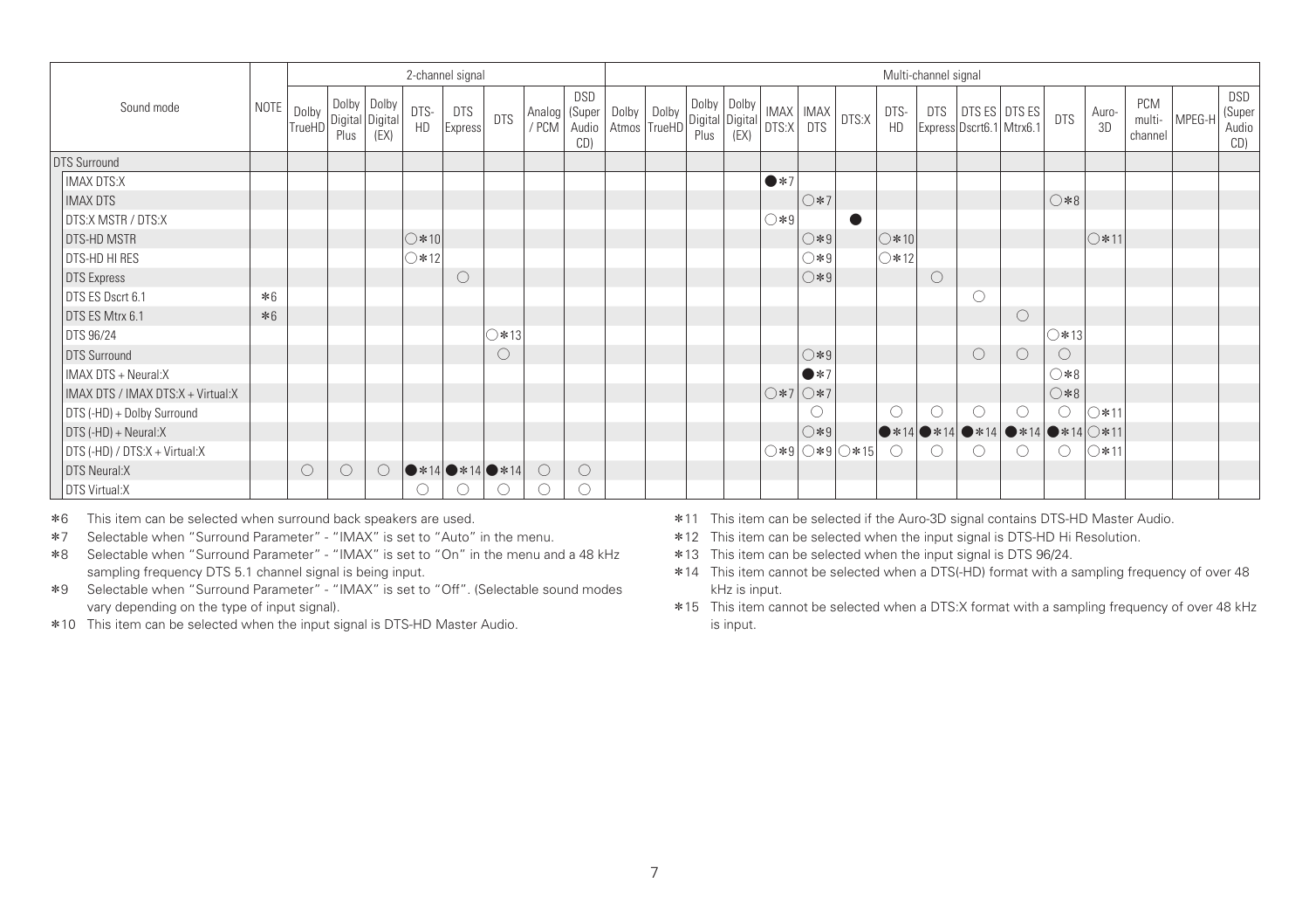| Sound mode | NOTE | 2-channel signal | | | | | | | | Multi-channel signal | | | | | | | | | | | | | | | |
|---|---|---|---|---|---|---|---|---|---|---|---|---|---|---|---|---|---|---|---|---|---|---|---|---|---|
| | | Dolby TrueHD | Dolby Digital Plus | Dolby Digital (EX) | DTS-HD | DTS Express | DTS | Analog / PCM | DSD (Super Audio CD) | Dolby Atmos | Dolby TrueHD | Dolby Digital Plus | Dolby Digital (EX) | IMAX DTS:X | IMAX DTS | DTS:X | DTS-HD | DTS Express | DTS ES Dscrt6.1 | DTS ES Mtrx6.1 | DTS | Auro-3D | PCM multi-channel | MPEG-H | DSD (Super Audio CD) |
| DTS Surround | | | | | | | | | | | | | | | | | | | | | | | | | |
| IMAX DTS:X | | | | | | | | | | | | | | ●*7 | | | | | | | | | | | |
| IMAX DTS | | | | | | | | | | | | | | | ○*7 | | | | | | ○*8 | | | | |
| DTS:X MSTR / DTS:X | | | | | | | | | | | | | | ○*9 | | ● | | | | | | | | | |
| DTS-HD MSTR | | | | | ○*10 | | | | | | | | | | ○*9 | | ○*10 | | | | | ○*11 | | | |
| DTS-HD HI RES | | | | | ○*12 | | | | | | | | | | ○*9 | | ○*12 | | | | | | | | |
| DTS Express | | | | | | ○ | | | | | | | | | ○*9 | | | ○ | | | | | | | |
| DTS ES Dscrt 6.1 | *6 | | | | | | | | | | | | | | | | | | ○ | | | | | | |
| DTS ES Mtrx 6.1 | *6 | | | | | | | | | | | | | | | | | | | ○ | | | | | |
| DTS 96/24 | | | | | | | ○*13 | | | | | | | | | | | | | | ○*13 | | | | |
| DTS Surround | | | | | | | ○ | | | | | | | | ○*9 | | | | ○ | ○ | ○ | | | | |
| IMAX DTS + Neural:X | | | | | | | | | | | | | | | ●*7 | | | | | | ○*8 | | | | |
| IMAX DTS / IMAX DTS:X + Virtual:X | | | | | | | | | | | | | | ○*7 | ○*7 | | | | | | ○*8 | | | | |
| DTS (-HD) + Dolby Surround | | | | | | | | | | | | | | | ○ | | ○ | ○ | ○ | ○ | ○ | ○*11 | | | |
| DTS (-HD) + Neural:X | | | | | | | | | | | | | | | ○*9 | | ●*14 | ●*14 | ●*14 | ●*14 | ●*14 | ○*11 | | | |
| DTS (-HD) / DTS:X + Virtual:X | | | | | | | | | | | | | | ○*9 | ○*9 | ○*15 | ○ | ○ | ○ | ○ | ○ | ○*11 | | | |
| DTS Neural:X | | ○ | ○ | ○ | ●*14 | ●*14 | ●*14 | ○ | ○ | | | | | | | | | | | | | | | | |
| DTS Virtual:X | | | | | ○ | ○ | ○ | ○ | ○ | | | | | | | | | | | | | | | | |

*6 This item can be selected when surround back speakers are used.

*7 Selectable when "Surround Parameter" - "IMAX" is set to "Auto" in the menu.

*8 Selectable when "Surround Parameter" - "IMAX" is set to "On" in the menu and a 48 kHz sampling frequency DTS 5.1 channel signal is being input.

*9 Selectable when "Surround Parameter" - "IMAX" is set to "Off". (Selectable sound modes vary depending on the type of input signal).

*10 This item can be selected when the input signal is DTS-HD Master Audio.

*11 This item can be selected if the Auro-3D signal contains DTS-HD Master Audio.

*12 This item can be selected when the input signal is DTS-HD Hi Resolution.

*13 This item can be selected when the input signal is DTS 96/24.

*14 This item cannot be selected when a DTS(-HD) format with a sampling frequency of over 48 kHz is input.

*15 This item cannot be selected when a DTS:X format with a sampling frequency of over 48 kHz is input.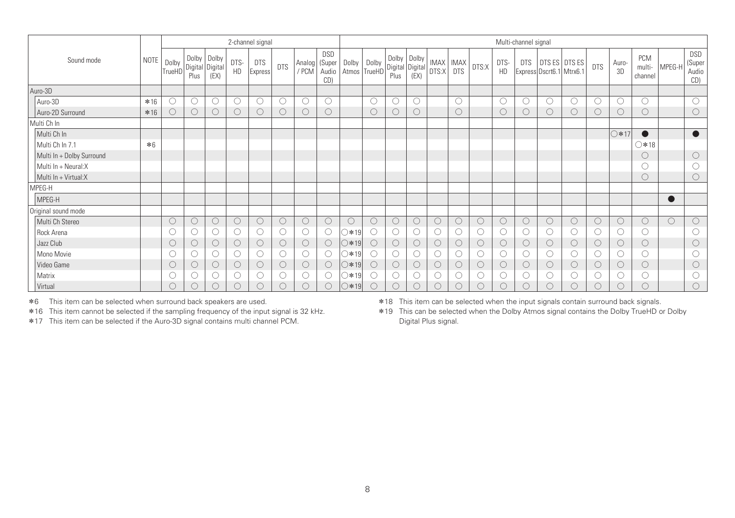| Sound mode | NOTE | 2-channel signal | | | | | | | | Multi-channel signal | | | | | | | | | | | | | | | | | |
|---|---|---|---|---|---|---|---|---|---|---|---|---|---|---|---|---|---|---|---|---|---|---|---|---|---|---|---|
| | | Dolby TrueHD | Dolby Digital Plus | Dolby Digital (EX) | DTS-HD | DTS Express | DTS | Analog / PCM | DSD (Super Audio CD) | Dolby Atmos | Dolby TrueHD | Dolby Digital Plus | Dolby Digital (EX) | IMAX DTS:X | IMAX DTS | DTS:X | DTS-HD | DTS Express | DTS ES Dscrt6.1 | DTS ES Mtrx6.1 | DTS | Auro-3D | PCM multi-channel | MPEG-H | DSD (Super Audio CD) |
| Auro-3D | | | | | | | | | | | | | | | | | | | | | | | | | |
| Auro-3D | *16 | ○ | ○ | ○ | ○ | ○ | ○ | ○ | ○ | | ○ | ○ | ○ | | ○ | | ○ | ○ | ○ | ○ | ○ | ○ | ○ | | ○ |
| Auro-2D Surround | *16 | ○ | ○ | ○ | ○ | ○ | ○ | ○ | ○ | | ○ | ○ | ○ | | ○ | | ○ | ○ | ○ | ○ | ○ | ○ | ○ | | ○ |
| Multi Ch In | | | | | | | | | | | | | | | | | | | | | | | | | |
| Multi Ch In | | | | | | | | | | | | | | | | | | | | | | ○*17 | ● | | ● |
| Multi Ch In 7.1 | *6 | | | | | | | | | | | | | | | | | | | | | | ○*18 | | |
| Multi In + Dolby Surround | | | | | | | | | | | | | | | | | | | | | | | ○ | | ○ |
| Multi In + Neural:X | | | | | | | | | | | | | | | | | | | | | | | ○ | | ○ |
| Multi In + Virtual:X | | | | | | | | | | | | | | | | | | | | | | | ○ | | ○ |
| MPEG-H | | | | | | | | | | | | | | | | | | | | | | | | | |
| MPEG-H | | | | | | | | | | | | | | | | | | | | | | | | ● | |
| Original sound mode | | | | | | | | | | | | | | | | | | | | | | | | | |
| Multi Ch Stereo | | ○ | ○ | ○ | ○ | ○ | ○ | ○ | ○ | ○ | ○ | ○ | ○ | ○ | ○ | ○ | ○ | ○ | ○ | ○ | ○ | ○ | ○ | ○ | ○ |
| Rock Arena | | ○ | ○ | ○ | ○ | ○ | ○ | ○ | ○ | ○*19 | ○ | ○ | ○ | ○ | ○ | ○ | ○ | ○ | ○ | ○ | ○ | ○ | ○ | | ○ |
| Jazz Club | | ○ | ○ | ○ | ○ | ○ | ○ | ○ | ○ | ○*19 | ○ | ○ | ○ | ○ | ○ | ○ | ○ | ○ | ○ | ○ | ○ | ○ | ○ | | ○ |
| Mono Movie | | ○ | ○ | ○ | ○ | ○ | ○ | ○ | ○ | ○*19 | ○ | ○ | ○ | ○ | ○ | ○ | ○ | ○ | ○ | ○ | ○ | ○ | ○ | | ○ |
| Video Game | | ○ | ○ | ○ | ○ | ○ | ○ | ○ | ○ | ○*19 | ○ | ○ | ○ | ○ | ○ | ○ | ○ | ○ | ○ | ○ | ○ | ○ | ○ | | ○ |
| Matrix | | ○ | ○ | ○ | ○ | ○ | ○ | ○ | ○ | ○*19 | ○ | ○ | ○ | ○ | ○ | ○ | ○ | ○ | ○ | ○ | ○ | ○ | ○ | | ○ |
| Virtual | | ○ | ○ | ○ | ○ | ○ | ○ | ○ | ○ | ○*19 | ○ | ○ | ○ | ○ | ○ | ○ | ○ | ○ | ○ | ○ | ○ | ○ | ○ | | ○ |

*6 This item can be selected when surround back speakers are used.

*16 This item cannot be selected if the sampling frequency of the input signal is 32 kHz.

*17 This item can be selected if the Auro-3D signal contains multi channel PCM.

*18 This item can be selected when the input signals contain surround back signals.

*19 This can be selected when the Dolby Atmos signal contains the Dolby TrueHD or Dolby Digital Plus signal.